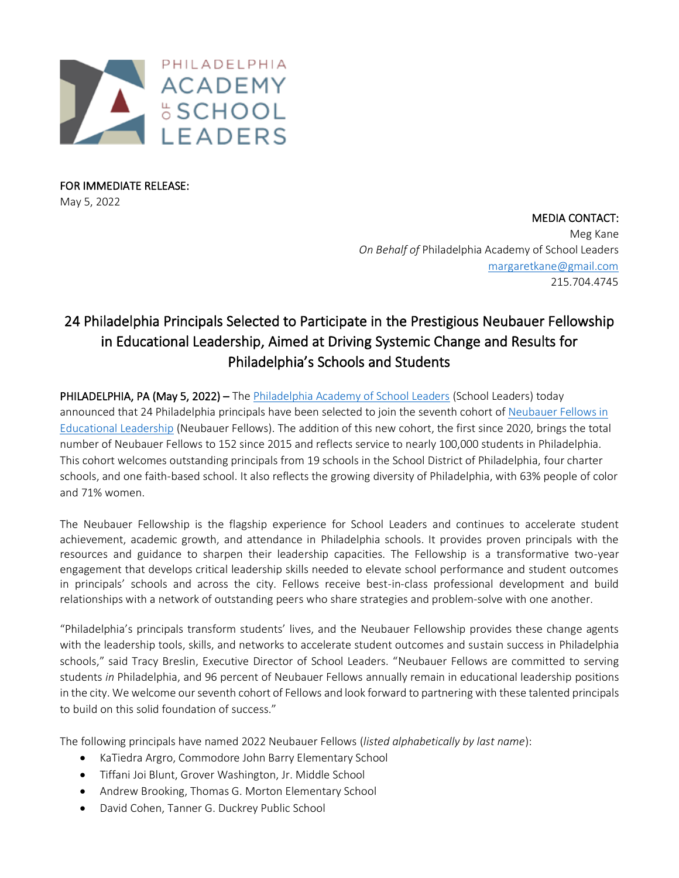PHILADELPHIA ACADEMY OF SCHOOL LEADERS

FOR IMMEDIATE RELEASE:
May 5, 2022

MEDIA CONTACT:
Meg Kane
*On Behalf of* Philadelphia Academy of School Leaders
margaretkane@gmail.com
215.704.4745

# 24 Philadelphia Principals Selected to Participate in the Prestigious Neubauer Fellowship in Educational Leadership, Aimed at Driving Systemic Change and Results for Philadelphia's Schools and Students

**PHILADELPHIA, PA (May 5, 2022) –** The Philadelphia Academy of School Leaders (School Leaders) today announced that 24 Philadelphia principals have been selected to join the seventh cohort of Neubauer Fellows in Educational Leadership (Neubauer Fellows). The addition of this new cohort, the first since 2020, brings the total number of Neubauer Fellows to 152 since 2015 and reflects service to nearly 100,000 students in Philadelphia. This cohort welcomes outstanding principals from 19 schools in the School District of Philadelphia, four charter schools, and one faith-based school. It also reflects the growing diversity of Philadelphia, with 63% people of color and 71% women.

The Neubauer Fellowship is the flagship experience for School Leaders and continues to accelerate student achievement, academic growth, and attendance in Philadelphia schools. It provides proven principals with the resources and guidance to sharpen their leadership capacities. The Fellowship is a transformative two-year engagement that develops critical leadership skills needed to elevate school performance and student outcomes in principals' schools and across the city. Fellows receive best-in-class professional development and build relationships with a network of outstanding peers who share strategies and problem-solve with one another.

"Philadelphia's principals transform students' lives, and the Neubauer Fellowship provides these change agents with the leadership tools, skills, and networks to accelerate student outcomes and sustain success in Philadelphia schools," said Tracy Breslin, Executive Director of School Leaders. "Neubauer Fellows are committed to serving students *in* Philadelphia, and 96 percent of Neubauer Fellows annually remain in educational leadership positions in the city. We welcome our seventh cohort of Fellows and look forward to partnering with these talented principals to build on this solid foundation of success."

The following principals have named 2022 Neubauer Fellows (*listed alphabetically by last name*):

- KaTiedra Argro, Commodore John Barry Elementary School
- Tiffani Joi Blunt, Grover Washington, Jr. Middle School
- Andrew Brooking, Thomas G. Morton Elementary School
- David Cohen, Tanner G. Duckrey Public School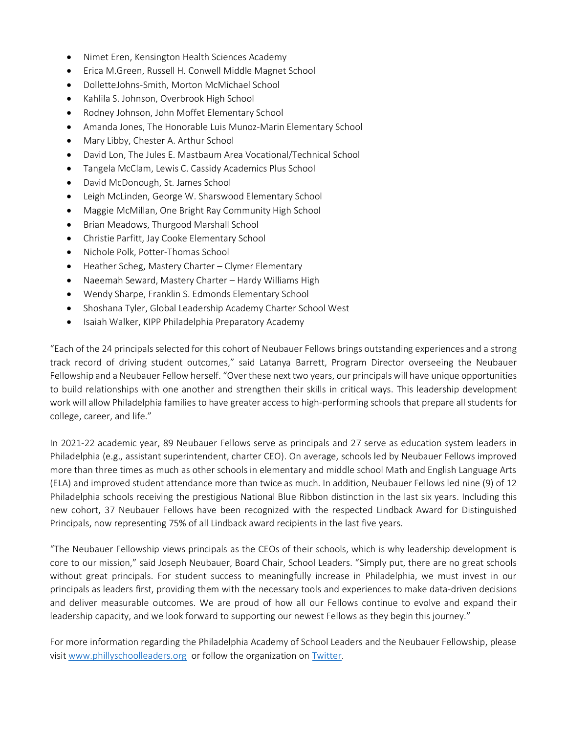- Nimet Eren, Kensington Health Sciences Academy
- Erica M.Green, Russell H. Conwell Middle Magnet School
- DolletteJohns-Smith, Morton McMichael School
- Kahlila S. Johnson, Overbrook High School
- Rodney Johnson, John Moffet Elementary School
- Amanda Jones, The Honorable Luis Munoz-Marin Elementary School
- Mary Libby, Chester A. Arthur School
- David Lon, The Jules E. Mastbaum Area Vocational/Technical School
- Tangela McClam, Lewis C. Cassidy Academics Plus School
- David McDonough, St. James School
- Leigh McLinden, George W. Sharswood Elementary School
- Maggie McMillan, One Bright Ray Community High School
- Brian Meadows, Thurgood Marshall School
- Christie Parfitt, Jay Cooke Elementary School
- Nichole Polk, Potter-Thomas School
- Heather Scheg, Mastery Charter – Clymer Elementary
- Naeemah Seward, Mastery Charter – Hardy Williams High
- Wendy Sharpe, Franklin S. Edmonds Elementary School
- Shoshana Tyler, Global Leadership Academy Charter School West
- Isaiah Walker, KIPP Philadelphia Preparatory Academy

"Each of the 24 principals selected for this cohort of Neubauer Fellows brings outstanding experiences and a strong track record of driving student outcomes," said Latanya Barrett, Program Director overseeing the Neubauer Fellowship and a Neubauer Fellow herself. "Over these next two years, our principals will have unique opportunities to build relationships with one another and strengthen their skills in critical ways. This leadership development work will allow Philadelphia families to have greater access to high-performing schools that prepare all students for college, career, and life."

In 2021-22 academic year, 89 Neubauer Fellows serve as principals and 27 serve as education system leaders in Philadelphia (e.g., assistant superintendent, charter CEO). On average, schools led by Neubauer Fellows improved more than three times as much as other schools in elementary and middle school Math and English Language Arts (ELA) and improved student attendance more than twice as much. In addition, Neubauer Fellows led nine (9) of 12 Philadelphia schools receiving the prestigious National Blue Ribbon distinction in the last six years. Including this new cohort, 37 Neubauer Fellows have been recognized with the respected Lindback Award for Distinguished Principals, now representing 75% of all Lindback award recipients in the last five years.

"The Neubauer Fellowship views principals as the CEOs of their schools, which is why leadership development is core to our mission," said Joseph Neubauer, Board Chair, School Leaders. "Simply put, there are no great schools without great principals. For student success to meaningfully increase in Philadelphia, we must invest in our principals as leaders first, providing them with the necessary tools and experiences to make data-driven decisions and deliver measurable outcomes. We are proud of how all our Fellows continue to evolve and expand their leadership capacity, and we look forward to supporting our newest Fellows as they begin this journey."

For more information regarding the Philadelphia Academy of School Leaders and the Neubauer Fellowship, please visit [www.phillyschoolleaders.org](http://www.phillyschoolleaders.org) or follow the organization on [Twitter](https://twitter.com).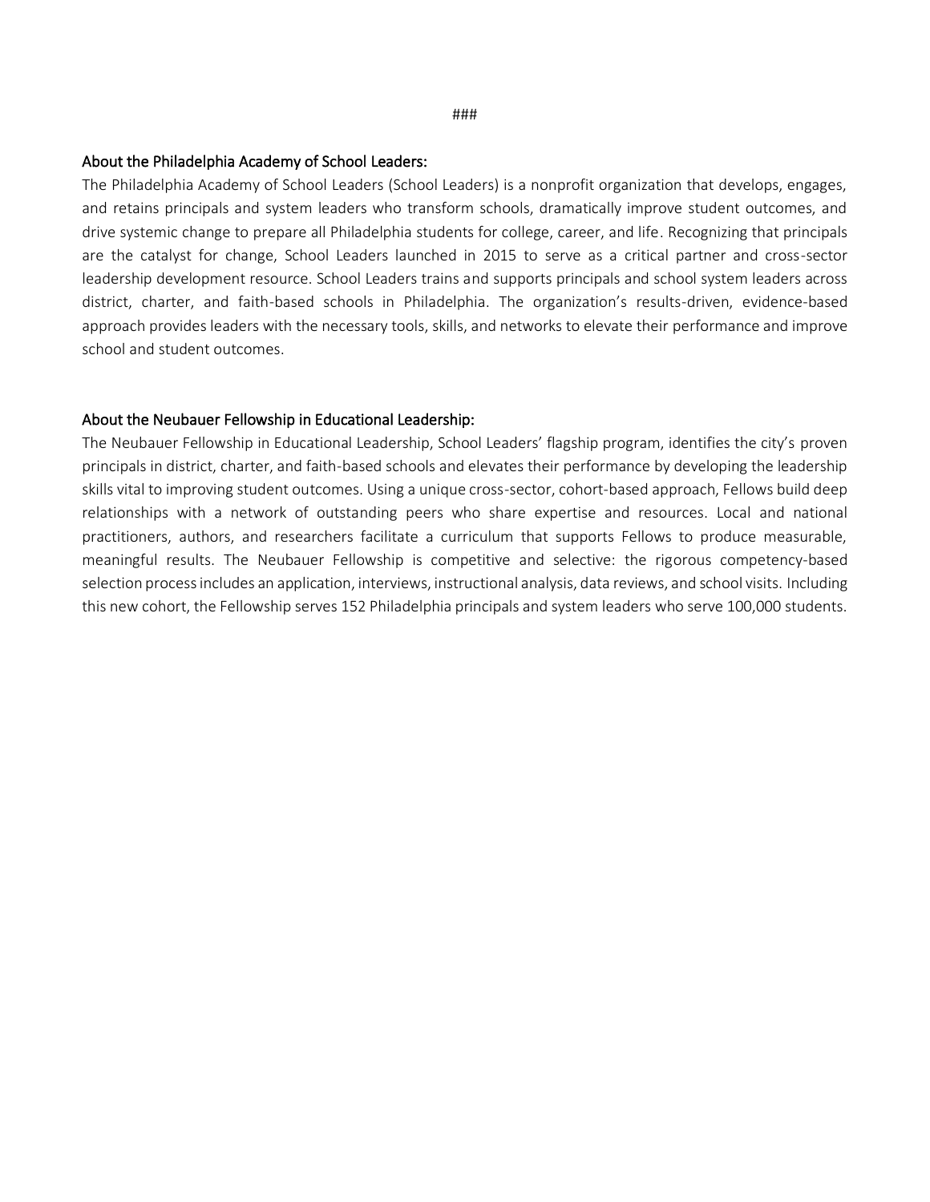###

## About the Philadelphia Academy of School Leaders:

The Philadelphia Academy of School Leaders (School Leaders) is a nonprofit organization that develops, engages, and retains principals and system leaders who transform schools, dramatically improve student outcomes, and drive systemic change to prepare all Philadelphia students for college, career, and life. Recognizing that principals are the catalyst for change, School Leaders launched in 2015 to serve as a critical partner and cross-sector leadership development resource. School Leaders trains and supports principals and school system leaders across district, charter, and faith-based schools in Philadelphia. The organization's results-driven, evidence-based approach provides leaders with the necessary tools, skills, and networks to elevate their performance and improve school and student outcomes.

## About the Neubauer Fellowship in Educational Leadership:

The Neubauer Fellowship in Educational Leadership, School Leaders' flagship program, identifies the city's proven principals in district, charter, and faith-based schools and elevates their performance by developing the leadership skills vital to improving student outcomes. Using a unique cross-sector, cohort-based approach, Fellows build deep relationships with a network of outstanding peers who share expertise and resources. Local and national practitioners, authors, and researchers facilitate a curriculum that supports Fellows to produce measurable, meaningful results. The Neubauer Fellowship is competitive and selective: the rigorous competency-based selection process includes an application, interviews, instructional analysis, data reviews, and school visits. Including this new cohort, the Fellowship serves 152 Philadelphia principals and system leaders who serve 100,000 students.